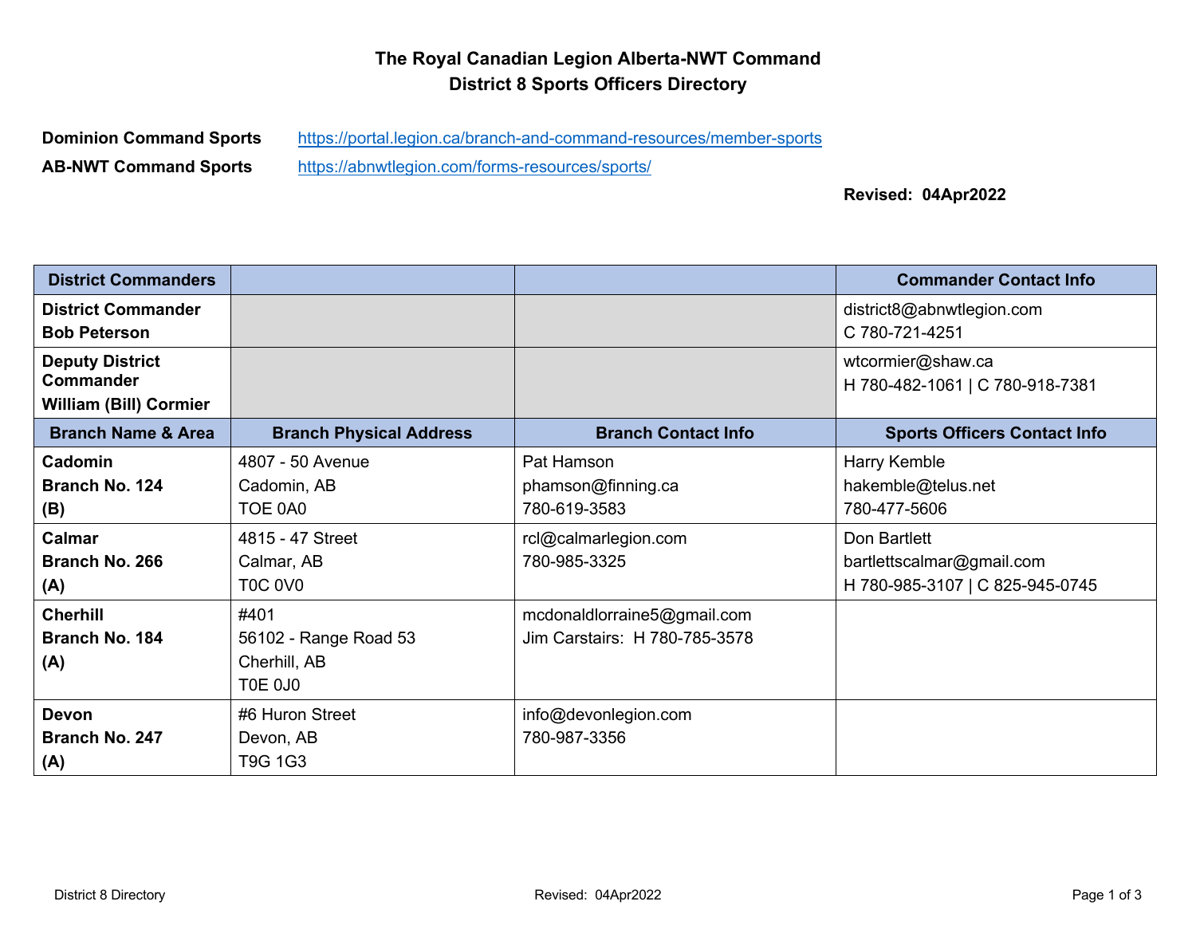# The Royal Canadian Legion Alberta-NWT Command
## District 8 Sports Officers Directory

**Dominion Command Sports** https://portal.legion.ca/branch-and-command-resources/member-sports

**AB-NWT Command Sports** https://abnwtlegion.com/forms-resources/sports/

**Revised: 04Apr2022**

| District Commanders | | | Commander Contact Info |
|---|---|---|---|
| **District Commander**<br>**Bob Peterson** | | | district8@abnwtlegion.com<br>C 780-721-4251 |
| **Deputy District Commander**<br>**William (Bill) Cormier** | | | wtcormier@shaw.ca<br>H 780-482-1061 \| C 780-918-7381 |
| **Branch Name & Area** | **Branch Physical Address** | **Branch Contact Info** | **Sports Officers Contact Info** |
| **Cadomin**<br>**Branch No. 124**<br>**(B)** | 4807 - 50 Avenue<br>Cadomin, AB<br>TOE 0A0 | Pat Hamson<br>phamson@finning.ca<br>780-619-3583 | Harry Kemble<br>hakemble@telus.net<br>780-477-5606 |
| **Calmar**<br>**Branch No. 266**<br>**(A)** | 4815 - 47 Street<br>Calmar, AB<br>T0C 0V0 | rcl@calmarlegion.com<br>780-985-3325 | Don Bartlett<br>bartlettscalmar@gmail.com<br>H 780-985-3107 \| C 825-945-0745 |
| **Cherhill**<br>**Branch No. 184**<br>**(A)** | #401<br>56102 - Range Road 53<br>Cherhill, AB<br>T0E 0J0 | mcdonaldlorraine5@gmail.com<br>Jim Carstairs: H 780-785-3578 | |
| **Devon**<br>**Branch No. 247**<br>**(A)** | #6 Huron Street<br>Devon, AB<br>T9G 1G3 | info@devonlegion.com<br>780-987-3356 | |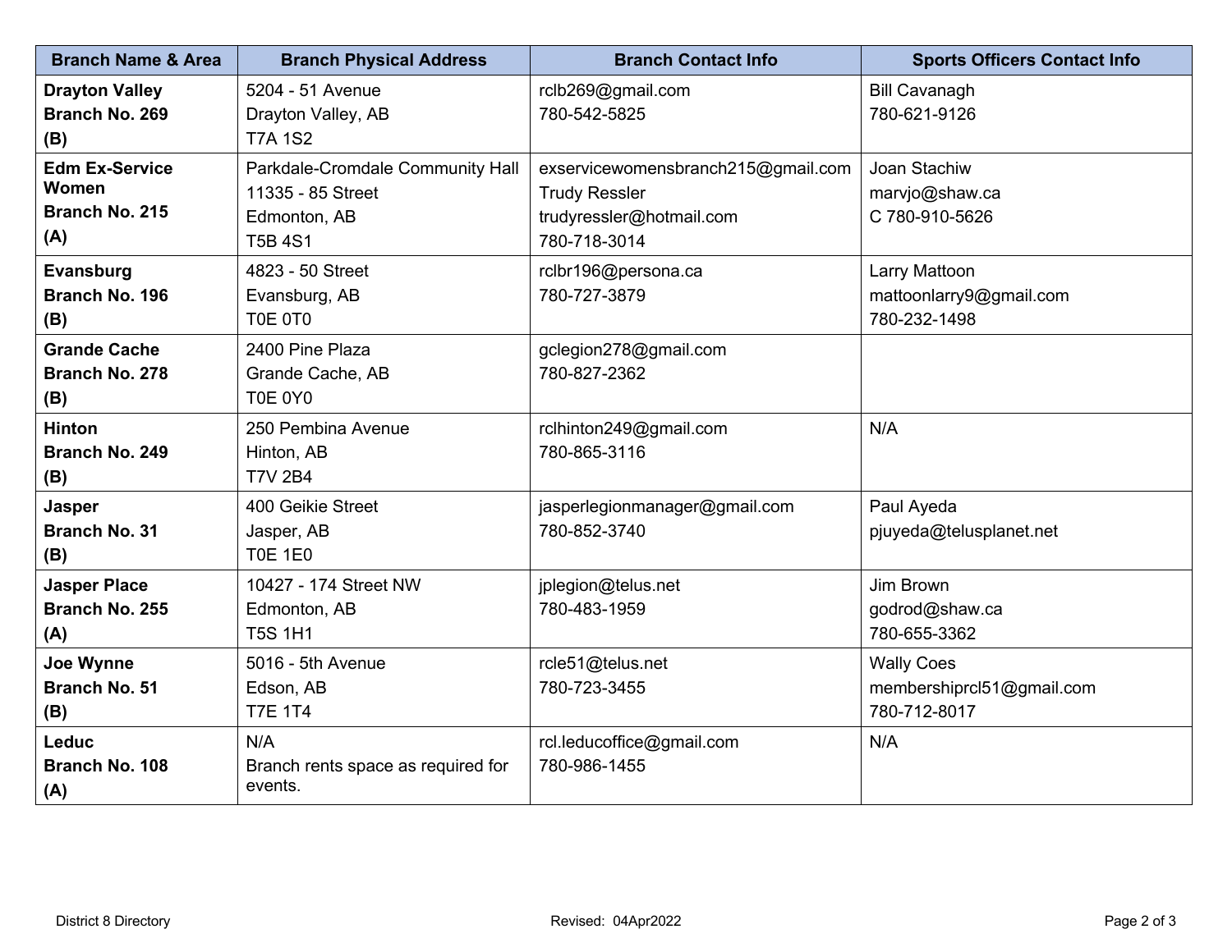| Branch Name & Area | Branch Physical Address | Branch Contact Info | Sports Officers Contact Info |
|---|---|---|---|
| **Drayton Valley Branch No. 269 (B)** | 5204 - 51 Avenue<br>Drayton Valley, AB<br>T7A 1S2 | rclb269@gmail.com<br>780-542-5825 | Bill Cavanagh<br>780-621-9126 |
| **Edm Ex-Service Women Branch No. 215 (A)** | Parkdale-Cromdale Community Hall<br>11335 - 85 Street<br>Edmonton, AB<br>T5B 4S1 | exservicewomensbranch215@gmail.com<br>Trudy Ressler<br>trudyressler@hotmail.com<br>780-718-3014 | Joan Stachiw<br>marvjo@shaw.ca<br>C 780-910-5626 |
| **Evansburg Branch No. 196 (B)** | 4823 - 50 Street<br>Evansburg, AB<br>T0E 0T0 | rclbr196@persona.ca<br>780-727-3879 | Larry Mattoon<br>mattoonlarry9@gmail.com<br>780-232-1498 |
| **Grande Cache Branch No. 278 (B)** | 2400 Pine Plaza<br>Grande Cache, AB<br>T0E 0Y0 | gclegion278@gmail.com<br>780-827-2362 | |
| **Hinton Branch No. 249 (B)** | 250 Pembina Avenue<br>Hinton, AB<br>T7V 2B4 | rclhinton249@gmail.com<br>780-865-3116 | N/A |
| **Jasper Branch No. 31 (B)** | 400 Geikie Street<br>Jasper, AB<br>T0E 1E0 | jasperlegionmanager@gmail.com<br>780-852-3740 | Paul Ayeda<br>pjuyeda@telusplanet.net |
| **Jasper Place Branch No. 255 (A)** | 10427 - 174 Street NW<br>Edmonton, AB<br>T5S 1H1 | jplegion@telus.net<br>780-483-1959 | Jim Brown<br>godrod@shaw.ca<br>780-655-3362 |
| **Joe Wynne Branch No. 51 (B)** | 5016 - 5th Avenue<br>Edson, AB<br>T7E 1T4 | rcle51@telus.net<br>780-723-3455 | Wally Coes<br>membershiprcl51@gmail.com<br>780-712-8017 |
| **Leduc Branch No. 108 (A)** | N/A<br>Branch rents space as required for events. | rcl.leducoffice@gmail.com<br>780-986-1455 | N/A |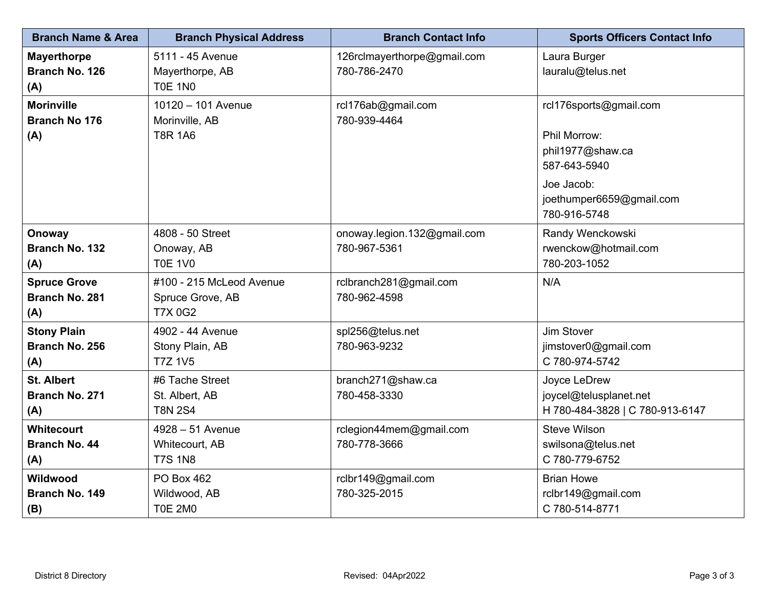| Branch Name & Area | Branch Physical Address | Branch Contact Info | Sports Officers Contact Info |
|---|---|---|---|
| **Mayerthorpe Branch No. 126 (A)** | 5111 - 45 Avenue<br>Mayerthorpe, AB<br>T0E 1N0 | 126rclmayerthorpe@gmail.com<br>780-786-2470 | Laura Burger<br>lauralu@telus.net |
| **Morinville Branch No 176 (A)** | 10120 – 101 Avenue<br>Morinville, AB<br>T8R 1A6 | rcl176ab@gmail.com<br>780-939-4464 | rcl176sports@gmail.com<br><br>Phil Morrow:<br>phil1977@shaw.ca<br>587-643-5940<br>Joe Jacob:<br>joethumper6659@gmail.com<br>780-916-5748 |
| **Onoway Branch No. 132 (A)** | 4808 - 50 Street<br>Onoway, AB<br>T0E 1V0 | onoway.legion.132@gmail.com<br>780-967-5361 | Randy Wenckowski<br>rwenckow@hotmail.com<br>780-203-1052 |
| **Spruce Grove Branch No. 281 (A)** | #100 - 215 McLeod Avenue<br>Spruce Grove, AB<br>T7X 0G2 | rclbranch281@gmail.com<br>780-962-4598 | N/A |
| **Stony Plain Branch No. 256 (A)** | 4902 - 44 Avenue<br>Stony Plain, AB<br>T7Z 1V5 | spl256@telus.net<br>780-963-9232 | Jim Stover<br>jimstover0@gmail.com<br>C 780-974-5742 |
| **St. Albert Branch No. 271 (A)** | #6 Tache Street<br>St. Albert, AB<br>T8N 2S4 | branch271@shaw.ca<br>780-458-3330 | Joyce LeDrew<br>joycel@telusplanet.net<br>H 780-484-3828 \| C 780-913-6147 |
| **Whitecourt Branch No. 44 (A)** | 4928 – 51 Avenue<br>Whitecourt, AB<br>T7S 1N8 | rclegion44mem@gmail.com<br>780-778-3666 | Steve Wilson<br>swilsona@telus.net<br>C 780-779-6752 |
| **Wildwood Branch No. 149 (B)** | PO Box 462<br>Wildwood, AB<br>T0E 2M0 | rclbr149@gmail.com<br>780-325-2015 | Brian Howe<br>rclbr149@gmail.com<br>C 780-514-8771 |

District 8 Directory Revised: 04Apr2022